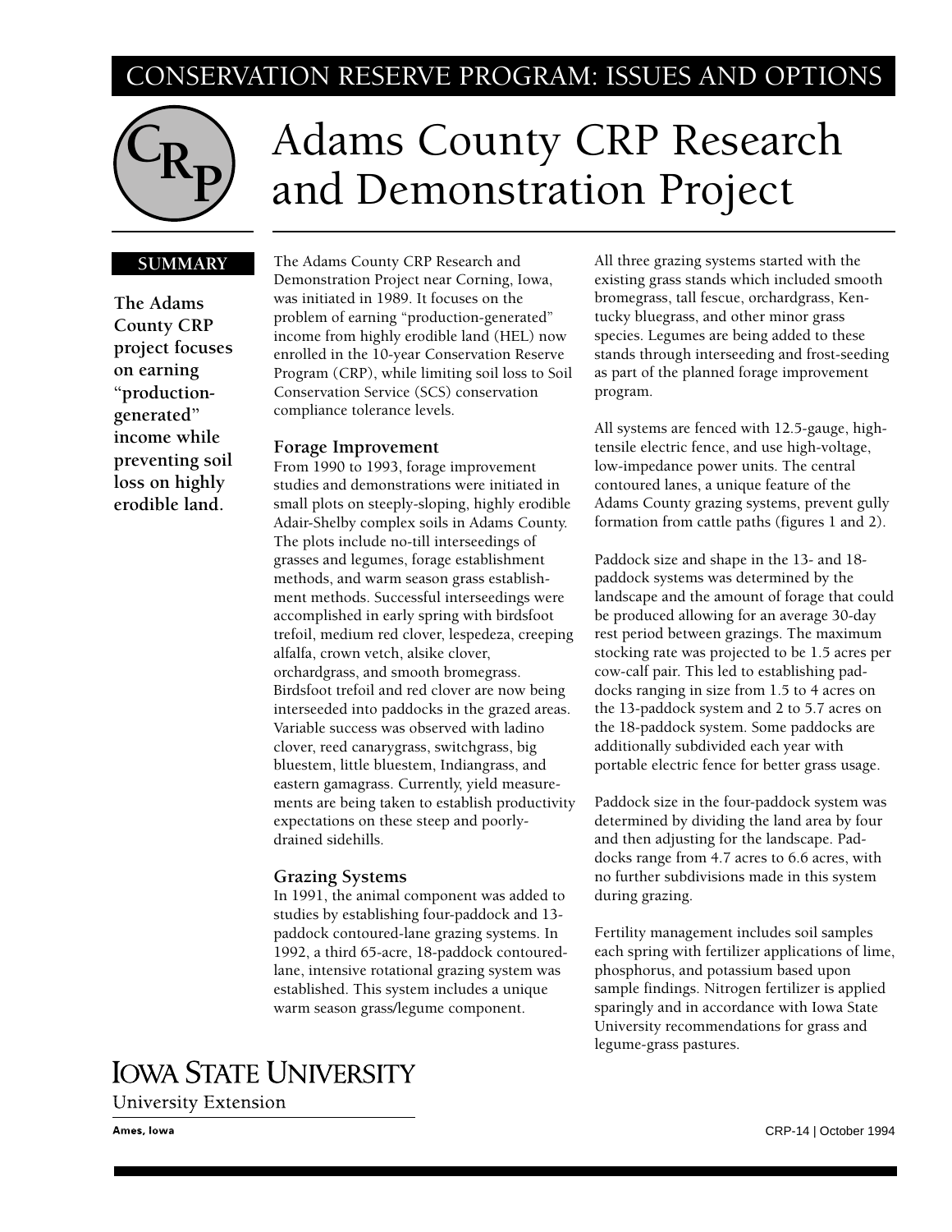CONSERVATION RESERVE PROGRAM: ISSUES AND OPTIONS

# Adams County CRP Research and Demonstration Project

**SUMMARY**

**The Adams County CRP project focuses on earning "production-generated" income while preventing soil loss on highly erodible land.**

The Adams County CRP Research and Demonstration Project near Corning, Iowa, was initiated in 1989. It focuses on the problem of earning "production-generated" income from highly erodible land (HEL) now enrolled in the 10-year Conservation Reserve Program (CRP), while limiting soil loss to Soil Conservation Service (SCS) conservation compliance tolerance levels.

## Forage Improvement

From 1990 to 1993, forage improvement studies and demonstrations were initiated in small plots on steeply-sloping, highly erodible Adair-Shelby complex soils in Adams County. The plots include no-till interseedings of grasses and legumes, forage establishment methods, and warm season grass establishment methods. Successful interseedings were accomplished in early spring with birdsfoot trefoil, medium red clover, lespedeza, creeping alfalfa, crown vetch, alsike clover, orchardgrass, and smooth bromegrass. Birdsfoot trefoil and red clover are now being interseeded into paddocks in the grazed areas. Variable success was observed with ladino clover, reed canarygrass, switchgrass, big bluestem, little bluestem, Indiangrass, and eastern gamagrass. Currently, yield measurements are being taken to establish productivity expectations on these steep and poorly-drained sidehills.

## Grazing Systems

In 1991, the animal component was added to studies by establishing four-paddock and 13-paddock contoured-lane grazing systems. In 1992, a third 65-acre, 18-paddock contoured-lane, intensive rotational grazing system was established. This system includes a unique warm season grass/legume component.

All three grazing systems started with the existing grass stands which included smooth bromegrass, tall fescue, orchardgrass, Kentucky bluegrass, and other minor grass species. Legumes are being added to these stands through interseeding and frost-seeding as part of the planned forage improvement program.

All systems are fenced with 12.5-gauge, high-tensile electric fence, and use high-voltage, low-impedance power units. The central contoured lanes, a unique feature of the Adams County grazing systems, prevent gully formation from cattle paths (figures 1 and 2).

Paddock size and shape in the 13- and 18-paddock systems was determined by the landscape and the amount of forage that could be produced allowing for an average 30-day rest period between grazings. The maximum stocking rate was projected to be 1.5 acres per cow-calf pair. This led to establishing paddocks ranging in size from 1.5 to 4 acres on the 13-paddock system and 2 to 5.7 acres on the 18-paddock system. Some paddocks are additionally subdivided each year with portable electric fence for better grass usage.

Paddock size in the four-paddock system was determined by dividing the land area by four and then adjusting for the landscape. Paddocks range from 4.7 acres to 6.6 acres, with no further subdivisions made in this system during grazing.

Fertility management includes soil samples each spring with fertilizer applications of lime, phosphorus, and potassium based upon sample findings. Nitrogen fertilizer is applied sparingly and in accordance with Iowa State University recommendations for grass and legume-grass pastures.

IOWA STATE UNIVERSITY
University Extension

Ames, Iowa

CRP-14 | October 1994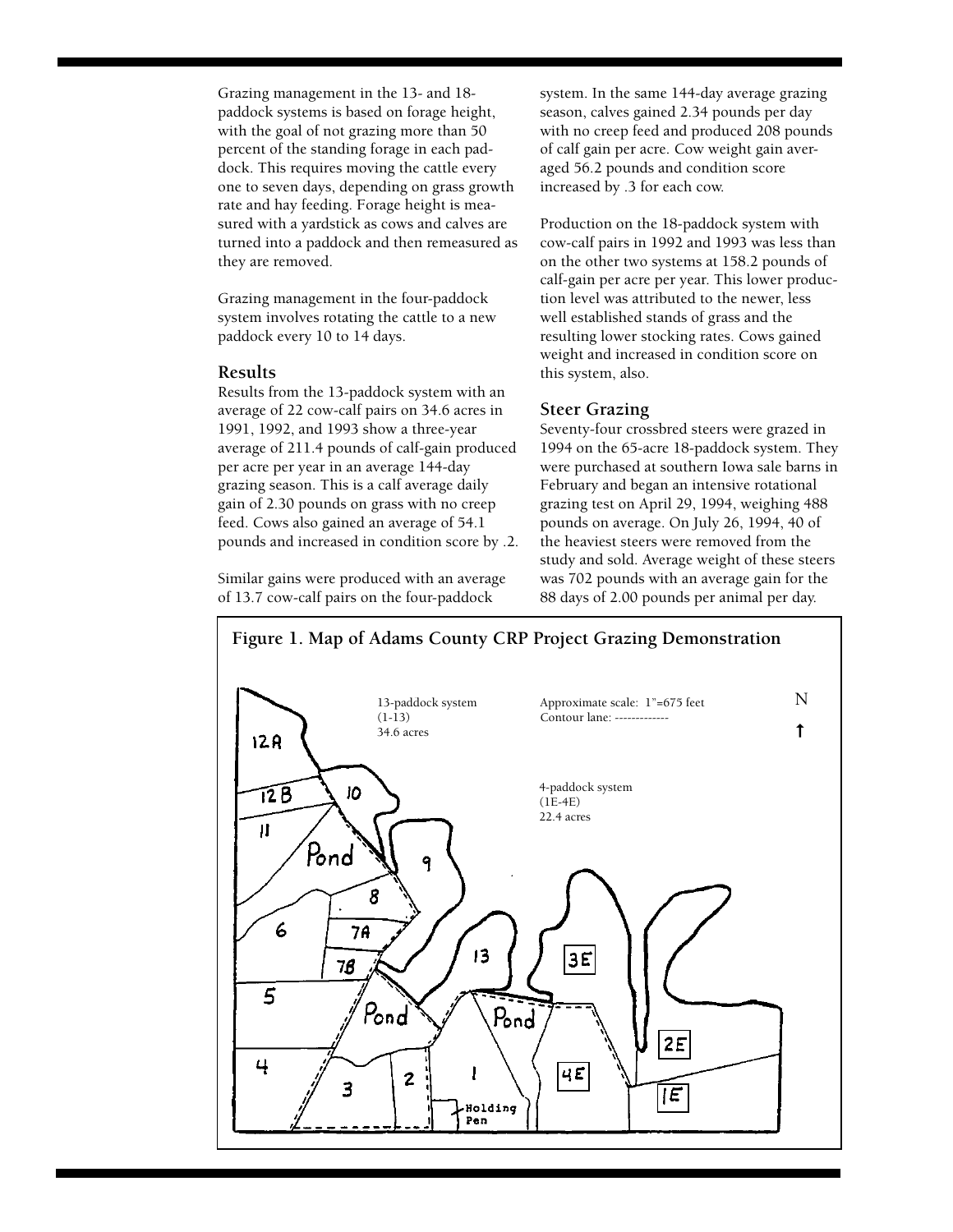Grazing management in the 13- and 18-paddock systems is based on forage height, with the goal of not grazing more than 50 percent of the standing forage in each paddock. This requires moving the cattle every one to seven days, depending on grass growth rate and hay feeding. Forage height is measured with a yardstick as cows and calves are turned into a paddock and then remeasured as they are removed.

Grazing management in the four-paddock system involves rotating the cattle to a new paddock every 10 to 14 days.

### Results

Results from the 13-paddock system with an average of 22 cow-calf pairs on 34.6 acres in 1991, 1992, and 1993 show a three-year average of 211.4 pounds of calf-gain produced per acre per year in an average 144-day grazing season. This is a calf average daily gain of 2.30 pounds on grass with no creep feed. Cows also gained an average of 54.1 pounds and increased in condition score by .2.

Similar gains were produced with an average of 13.7 cow-calf pairs on the four-paddock system. In the same 144-day average grazing season, calves gained 2.34 pounds per day with no creep feed and produced 208 pounds of calf gain per acre. Cow weight gain averaged 56.2 pounds and condition score increased by .3 for each cow.

Production on the 18-paddock system with cow-calf pairs in 1992 and 1993 was less than on the other two systems at 158.2 pounds of calf-gain per acre per year. This lower production level was attributed to the newer, less well established stands of grass and the resulting lower stocking rates. Cows gained weight and increased in condition score on this system, also.

### Steer Grazing

Seventy-four crossbred steers were grazed in 1994 on the 65-acre 18-paddock system. They were purchased at southern Iowa sale barns in February and began an intensive rotational grazing test on April 29, 1994, weighing 488 pounds on average. On July 26, 1994, 40 of the heaviest steers were removed from the study and sold. Average weight of these steers was 702 pounds with an average gain for the 88 days of 2.00 pounds per animal per day.

**Figure 1. Map of Adams County CRP Project Grazing Demonstration**

13-paddock system (1-13) 34.6 acres

Approximate scale: 1"=675 feet
Contour lane: -------------

N

4-paddock system (1E-4E) 22.4 acres

12A, 12B, 10, 11, Pond, 9, 8, 6, 7A, 7B, 13, 3E, 5, Pond, Pond, 2E, 4, 3, 2, 1, 4E, 1E, Holding Pen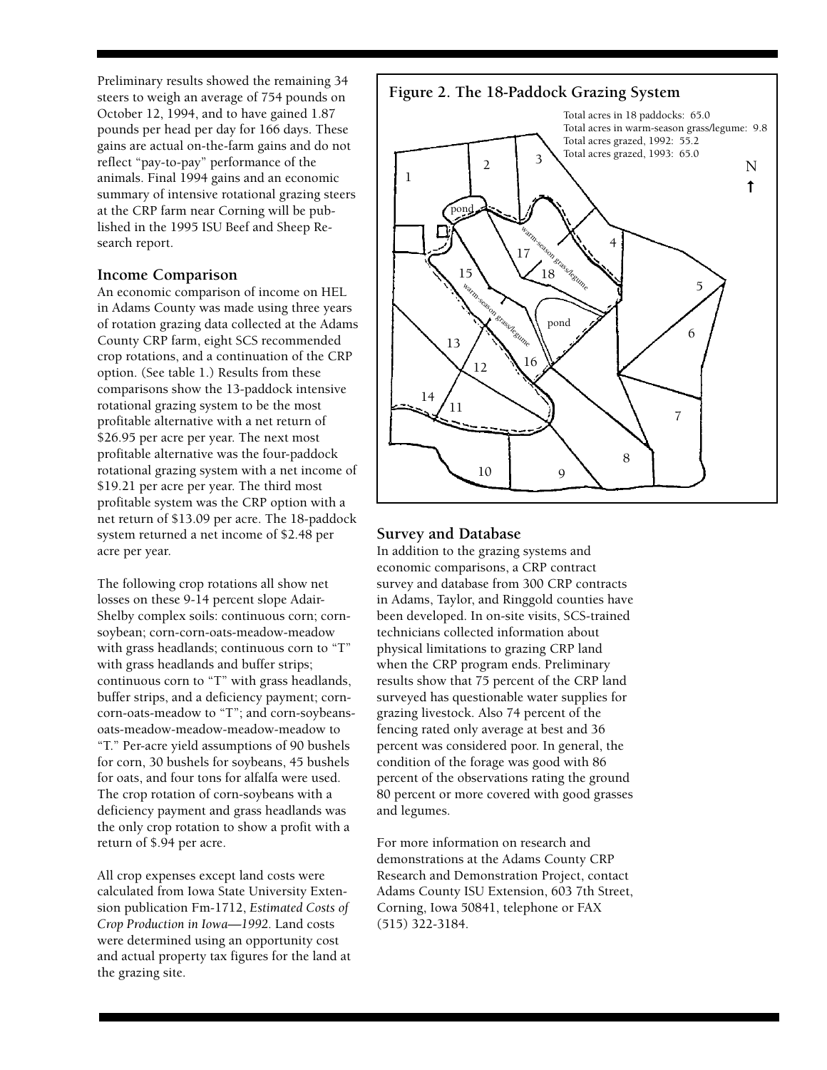Preliminary results showed the remaining 34 steers to weigh an average of 754 pounds on October 12, 1994, and to have gained 1.87 pounds per head per day for 166 days. These gains are actual on-the-farm gains and do not reflect "pay-to-pay" performance of the animals. Final 1994 gains and an economic summary of intensive rotational grazing steers at the CRP farm near Corning will be published in the 1995 ISU Beef and Sheep Research report.

### Income Comparison

An economic comparison of income on HEL in Adams County was made using three years of rotation grazing data collected at the Adams County CRP farm, eight SCS recommended crop rotations, and a continuation of the CRP option. (See table 1.) Results from these comparisons show the 13-paddock intensive rotational grazing system to be the most profitable alternative with a net return of $26.95 per acre per year. The next most profitable alternative was the four-paddock rotational grazing system with a net income of $19.21 per acre per year. The third most profitable system was the CRP option with a net return of $13.09 per acre. The 18-paddock system returned a net income of $2.48 per acre per year.

The following crop rotations all show net losses on these 9-14 percent slope Adair-Shelby complex soils: continuous corn; corn-soybean; corn-corn-oats-meadow-meadow with grass headlands; continuous corn to "T" with grass headlands and buffer strips; continuous corn to "T" with grass headlands, buffer strips, and a deficiency payment; corn-corn-oats-meadow to "T"; and corn-soybeans-oats-meadow-meadow-meadow-meadow to "T." Per-acre yield assumptions of 90 bushels for corn, 30 bushels for soybeans, 45 bushels for oats, and four tons for alfalfa were used. The crop rotation of corn-soybeans with a deficiency payment and grass headlands was the only crop rotation to show a profit with a return of $.94 per acre.

All crop expenses except land costs were calculated from Iowa State University Extension publication Fm-1712, *Estimated Costs of Crop Production in Iowa—1992*. Land costs were determined using an opportunity cost and actual property tax figures for the land at the grazing site.

**Figure 2. The 18-Paddock Grazing System**

Total acres in 18 paddocks: 65.0
Total acres in warm-season grass/legume: 9.8
Total acres grazed, 1992: 55.2
Total acres grazed, 1993: 65.0

### Survey and Database

In addition to the grazing systems and economic comparisons, a CRP contract survey and database from 300 CRP contracts in Adams, Taylor, and Ringgold counties have been developed. In on-site visits, SCS-trained technicians collected information about physical limitations to grazing CRP land when the CRP program ends. Preliminary results show that 75 percent of the CRP land surveyed has questionable water supplies for grazing livestock. Also 74 percent of the fencing rated only average at best and 36 percent was considered poor. In general, the condition of the forage was good with 86 percent of the observations rating the ground 80 percent or more covered with good grasses and legumes.

For more information on research and demonstrations at the Adams County CRP Research and Demonstration Project, contact Adams County ISU Extension, 603 7th Street, Corning, Iowa 50841, telephone or FAX (515) 322-3184.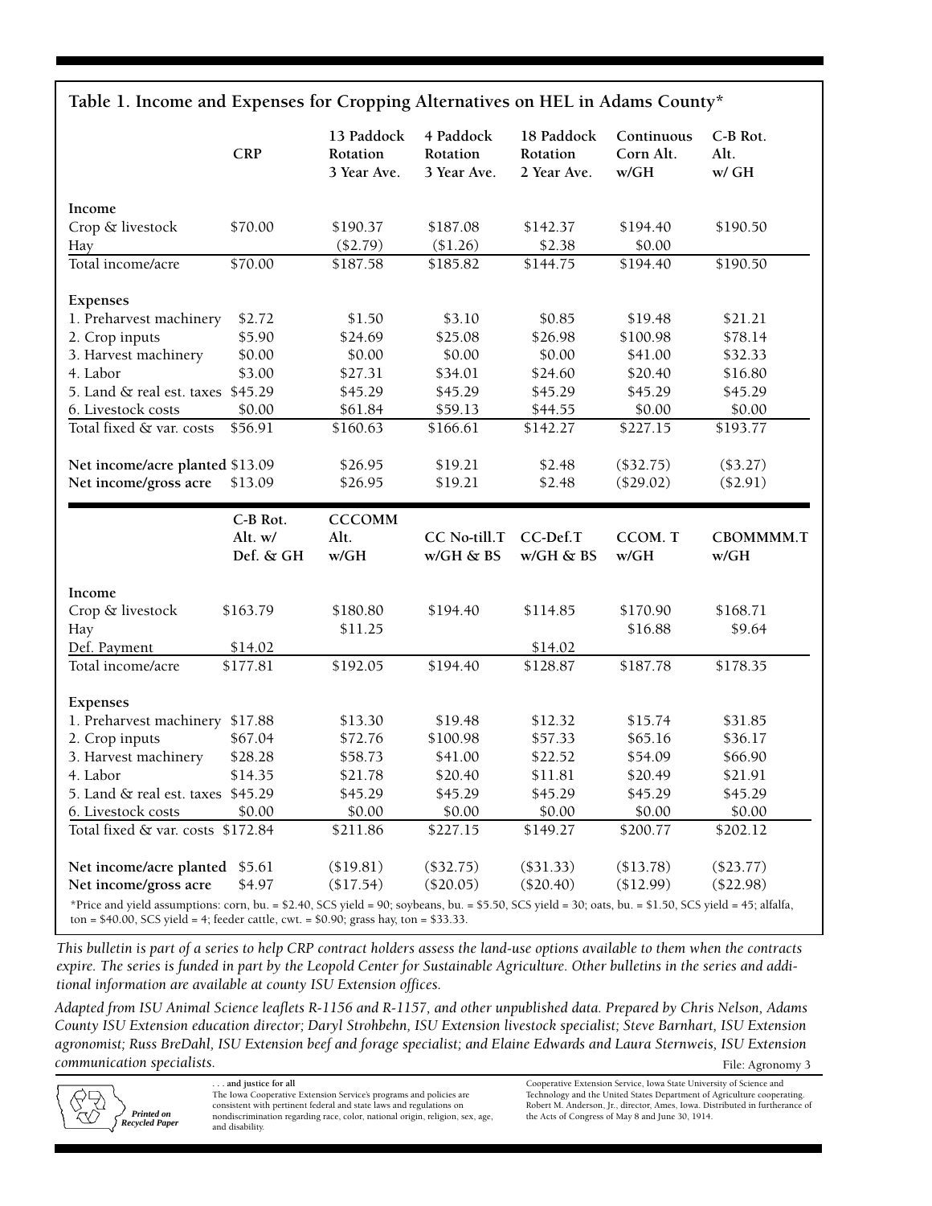## Table 1. Income and Expenses for Cropping Alternatives on HEL in Adams County*

| | CRP | 13 Paddock Rotation 3 Year Ave. | 4 Paddock Rotation 3 Year Ave. | 18 Paddock Rotation 2 Year Ave. | Continuous Corn Alt. w/GH | C-B Rot. Alt. w/ GH |
|---|---|---|---|---|---|---|
| **Income** | | | | | | |
| Crop & livestock | $70.00 | $190.37 | $187.08 | $142.37 | $194.40 | $190.50 |
| Hay | | ($2.79) | ($1.26) | $2.38 | $0.00 | |
| Total income/acre | $70.00 | $187.58 | $185.82 | $144.75 | $194.40 | $190.50 |
| **Expenses** | | | | | | |
| 1. Preharvest machinery | $2.72 | $1.50 | $3.10 | $0.85 | $19.48 | $21.21 |
| 2. Crop inputs | $5.90 | $24.69 | $25.08 | $26.98 | $100.98 | $78.14 |
| 3. Harvest machinery | $0.00 | $0.00 | $0.00 | $0.00 | $41.00 | $32.33 |
| 4. Labor | $3.00 | $27.31 | $34.01 | $24.60 | $20.40 | $16.80 |
| 5. Land & real est. taxes | $45.29 | $45.29 | $45.29 | $45.29 | $45.29 | $45.29 |
| 6. Livestock costs | $0.00 | $61.84 | $59.13 | $44.55 | $0.00 | $0.00 |
| Total fixed & var. costs | $56.91 | $160.63 | $166.61 | $142.27 | $227.15 | $193.77 |
| **Net income/acre planted** | $13.09 | $26.95 | $19.21 | $2.48 | ($32.75) | ($3.27) |
| **Net income/gross acre** | $13.09 | $26.95 | $19.21 | $2.48 | ($29.02) | ($2.91) |

| | C-B Rot. Alt. w/ Def. & GH | CCCOMM Alt. w/GH | CC No-till.T w/GH & BS | CC-Def.T w/GH & BS | CCOM. T w/GH | CBOMMMM.T w/GH |
|---|---|---|---|---|---|---|
| **Income** | | | | | | |
| Crop & livestock | $163.79 | $180.80 | $194.40 | $114.85 | $170.90 | $168.71 |
| Hay | | $11.25 | | | $16.88 | $9.64 |
| Def. Payment | $14.02 | | | $14.02 | | |
| Total income/acre | $177.81 | $192.05 | $194.40 | $128.87 | $187.78 | $178.35 |
| **Expenses** | | | | | | |
| 1. Preharvest machinery | $17.88 | $13.30 | $19.48 | $12.32 | $15.74 | $31.85 |
| 2. Crop inputs | $67.04 | $72.76 | $100.98 | $57.33 | $65.16 | $36.17 |
| 3. Harvest machinery | $28.28 | $58.73 | $41.00 | $22.52 | $54.09 | $66.90 |
| 4. Labor | $14.35 | $21.78 | $20.40 | $11.81 | $20.49 | $21.91 |
| 5. Land & real est. taxes | $45.29 | $45.29 | $45.29 | $45.29 | $45.29 | $45.29 |
| 6. Livestock costs | $0.00 | $0.00 | $0.00 | $0.00 | $0.00 | $0.00 |
| Total fixed & var. costs | $172.84 | $211.86 | $227.15 | $149.27 | $200.77 | $202.12 |
| **Net income/acre planted** | $5.61 | ($19.81) | ($32.75) | ($31.33) | ($13.78) | ($23.77) |
| **Net income/gross acre** | $4.97 | ($17.54) | ($20.05) | ($20.40) | ($12.99) | ($22.98) |

*Price and yield assumptions: corn, bu. = $2.40, SCS yield = 90; soybeans, bu. = $5.50, SCS yield = 30; oats, bu. = $1.50, SCS yield = 45; alfalfa, ton = $40.00, SCS yield = 4; feeder cattle, cwt. = $0.90; grass hay, ton = $33.33.

*This bulletin is part of a series to help CRP contract holders assess the land-use options available to them when the contracts expire. The series is funded in part by the Leopold Center for Sustainable Agriculture. Other bulletins in the series and additional information are available at county ISU Extension offices.*

*Adapted from ISU Animal Science leaflets R-1156 and R-1157, and other unpublished data. Prepared by Chris Nelson, Adams County ISU Extension education director; Daryl Strohbehn, ISU Extension livestock specialist; Steve Barnhart, ISU Extension agronomist; Russ BreDahl, ISU Extension beef and forage specialist; and Elaine Edwards and Laura Sternweis, ISU Extension communication specialists.*

File: Agronomy 3

*Printed on Recycled Paper*

**. . . and justice for all**
The Iowa Cooperative Extension Service's programs and policies are consistent with pertinent federal and state laws and regulations on nondiscrimination regarding race, color, national origin, religion, sex, age, and disability.

Cooperative Extension Service, Iowa State University of Science and Technology and the United States Department of Agriculture cooperating. Robert M. Anderson, Jr., director, Ames, Iowa. Distributed in furtherance of the Acts of Congress of May 8 and June 30, 1914.